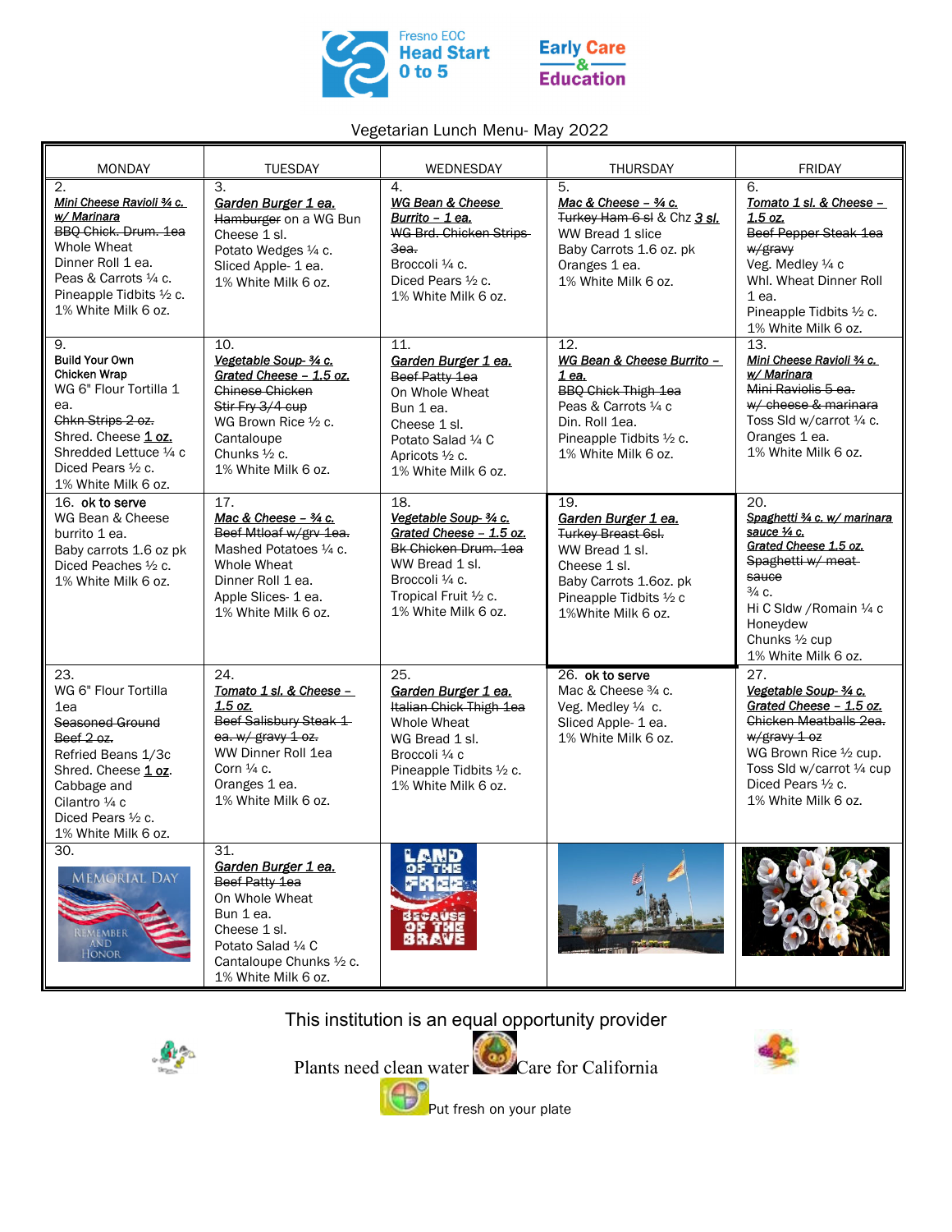Fresno EOC Head Start 0 to 5

Early Care & Education

Vegetarian Lunch Menu- May 2022

| MONDAY | TUESDAY | WEDNESDAY | THURSDAY | FRIDAY |
|---|---|---|---|---|
| 2.<br>*Mini Cheese Ravioli ¾ c. w/ Marinara*<br>~~BBQ Chick. Drum. 1ea~~<br>Whole Wheat Dinner Roll 1 ea.<br>Peas & Carrots ¼ c.<br>Pineapple Tidbits ½ c.<br>1% White Milk 6 oz. | 3.<br>*Garden Burger 1 ea.*<br>~~Hamburger~~ on a WG Bun<br>Cheese 1 sl.<br>Potato Wedges ¼ c.<br>Sliced Apple- 1 ea.<br>1% White Milk 6 oz. | 4.<br>*WG Bean & Cheese Burrito – 1 ea.*<br>~~WG Brd. Chicken Strips 3ea.~~<br>Broccoli ¼ c.<br>Diced Pears ½ c.<br>1% White Milk 6 oz. | 5.<br>*Mac & Cheese – ¾ c.*<br>~~Turkey Ham 6 sl~~ & Chz 3 sl.<br>WW Bread 1 slice<br>Baby Carrots 1.6 oz. pk<br>Oranges 1 ea.<br>1% White Milk 6 oz. | 6.<br>*Tomato 1 sl. & Cheese – 1.5 oz.*<br>~~Beef Pepper Steak 1ea w/gravy~~<br>Veg. Medley ¼ c<br>Whl. Wheat Dinner Roll 1 ea.<br>Pineapple Tidbits ½ c.<br>1% White Milk 6 oz. |
| 9.<br>**Build Your Own Chicken Wrap**<br>WG 6" Flour Tortilla 1 ea.<br>~~Chkn Strips 2 oz.~~<br>Shred. Cheese 1 oz.<br>Shredded Lettuce ¼ c<br>Diced Pears ½ c.<br>1% White Milk 6 oz. | 10.<br>*Vegetable Soup- ¾ c.*<br>*Grated Cheese – 1.5 oz.*<br>~~Chinese Chicken Stir Fry 3/4 cup~~<br>WG Brown Rice ½ c.<br>Cantaloupe Chunks ½ c.<br>1% White Milk 6 oz. | 11.<br>*Garden Burger 1 ea.*<br>~~Beef Patty 1ea~~<br>On Whole Wheat Bun 1 ea.<br>Cheese 1 sl.<br>Potato Salad ¼ C<br>Apricots ½ c.<br>1% White Milk 6 oz. | 12.<br>*WG Bean & Cheese Burrito – 1 ea.*<br>~~BBQ Chick Thigh 1ea~~<br>Peas & Carrots ¼ c<br>Din. Roll 1ea.<br>Pineapple Tidbits ½ c.<br>1% White Milk 6 oz. | 13.<br>*Mini Cheese Ravioli ¾ c. w/ Marinara*<br>~~Mini Raviolis 5 ea. w/ cheese & marinara~~<br>Toss Sld w/carrot ¼ c.<br>Oranges 1 ea.<br>1% White Milk 6 oz. |
| 16. **ok to serve**<br>WG Bean & Cheese burrito 1 ea.<br>Baby carrots 1.6 oz pk<br>Diced Peaches ½ c.<br>1% White Milk 6 oz. | 17.<br>*Mac & Cheese – ¾ c.*<br>~~Beef Mtloaf w/grv 1ea.~~<br>Mashed Potatoes ¼ c.<br>Whole Wheat Dinner Roll 1 ea.<br>Apple Slices- 1 ea.<br>1% White Milk 6 oz. | 18.<br>*Vegetable Soup- ¾ c.*<br>*Grated Cheese – 1.5 oz.*<br>~~Bk Chicken Drum. 1ea~~<br>WW Bread 1 sl.<br>Broccoli ¼ c.<br>Tropical Fruit ½ c.<br>1% White Milk 6 oz. | 19.<br>*Garden Burger 1 ea.*<br>~~Turkey Breast 6sl.~~<br>WW Bread 1 sl.<br>Cheese 1 sl.<br>Baby Carrots 1.6oz. pk<br>Pineapple Tidbits ½ c<br>1%White Milk 6 oz. | 20.<br>*Spaghetti ¾ c. w/ marinara sauce ¼ c.*<br>*Grated Cheese 1.5 oz.*<br>~~Spaghetti w/ meat sauce~~<br>¾ c.<br>Hi C Sldw /Romain ¼ c<br>Honeydew Chunks ½ cup<br>1% White Milk 6 oz. |
| 23.<br>WG 6" Flour Tortilla 1ea<br>~~Seasoned Ground Beef 2 oz.~~<br>Refried Beans 1/3c<br>Shred. Cheese 1 oz.<br>Cabbage and Cilantro ¼ c<br>Diced Pears ½ c.<br>1% White Milk 6 oz. | 24.<br>*Tomato 1 sl. & Cheese – 1.5 oz.*<br>~~Beef Salisbury Steak 1 ea. w/ gravy 1 oz.~~<br>WW Dinner Roll 1ea<br>Corn ¼ c.<br>Oranges 1 ea.<br>1% White Milk 6 oz. | 25.<br>*Garden Burger 1 ea.*<br>~~Italian Chick Thigh 1ea~~<br>Whole Wheat WG Bread 1 sl.<br>Broccoli ¼ c<br>Pineapple Tidbits ½ c.<br>1% White Milk 6 oz. | 26. **ok to serve**<br>Mac & Cheese ¾ c.<br>Veg. Medley ¼ c.<br>Sliced Apple- 1 ea.<br>1% White Milk 6 oz. | 27.<br>*Vegetable Soup- ¾ c.*<br>*Grated Cheese – 1.5 oz.*<br>~~Chicken Meatballs 2ea. w/gravy 1 oz~~<br>WG Brown Rice ½ cup.<br>Toss Sld w/carrot ¼ cup<br>Diced Pears ½ c.<br>1% White Milk 6 oz. |
| 30.<br>MEMORIAL DAY<br>REMEMBER AND HONOR | 31.<br>*Garden Burger 1 ea.*<br>~~Beef Patty 1ea~~<br>On Whole Wheat Bun 1 ea.<br>Cheese 1 sl.<br>Potato Salad ¼ C<br>Cantaloupe Chunks ½ c.<br>1% White Milk 6 oz. | LAND OF THE FREE BECAUSE OF THE BRAVE | | |

This institution is an equal opportunity provider

Plants need clean water Care for California

Put fresh on your plate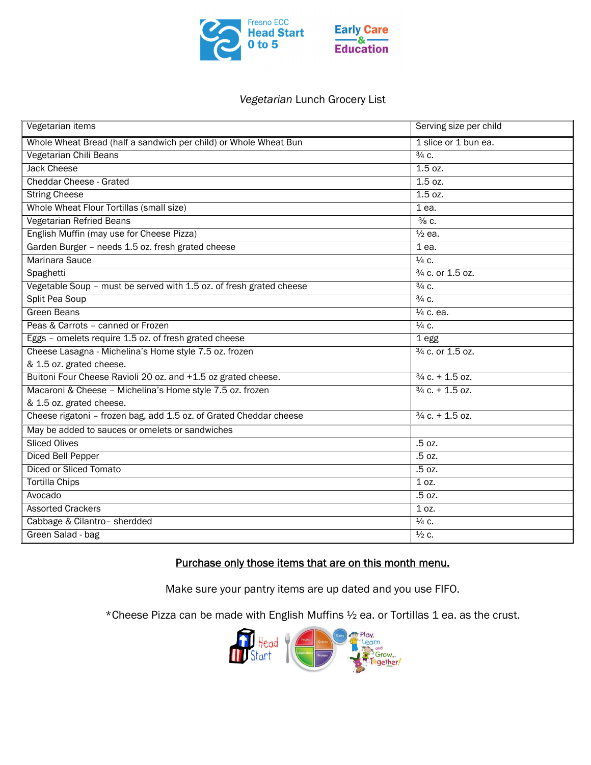Fresno EOC Head Start 0 to 5

Early Care & Education

*Vegetarian* Lunch Grocery List

| Vegetarian items | Serving size per child |
|---|---|
| Whole Wheat Bread (half a sandwich per child) or Whole Wheat Bun | 1 slice or 1 bun ea. |
| Vegetarian Chili Beans | ¾ c. |
| Jack Cheese | 1.5 oz. |
| Cheddar Cheese - Grated | 1.5 oz. |
| String Cheese | 1.5 oz. |
| Whole Wheat Flour Tortillas (small size) | 1 ea. |
| Vegetarian Refried Beans | ⅜ c. |
| English Muffin (may use for Cheese Pizza) | ½ ea. |
| Garden Burger – needs 1.5 oz. fresh grated cheese | 1 ea. |
| Marinara Sauce | ¼ c. |
| Spaghetti | ¾ c. or 1.5 oz. |
| Vegetable Soup – must be served with 1.5 oz. of fresh grated cheese | ¾ c. |
| Split Pea Soup | ¾ c. |
| Green Beans | ¼ c. ea. |
| Peas & Carrots – canned or Frozen | ¼ c. |
| Eggs – omelets require 1.5 oz. of fresh grated cheese | 1 egg |
| Cheese Lasagna - Michelina's Home style 7.5 oz. frozen & 1.5 oz. grated cheese. | ¾ c. or 1.5 oz. |
| Buitoni Four Cheese Ravioli 20 oz. and +1.5 oz grated cheese. | ¾ c. + 1.5 oz. |
| Macaroni & Cheese – Michelina's Home style 7.5 oz. frozen & 1.5 oz. grated cheese. | ¾ c. + 1.5 oz. |
| Cheese rigatoni – frozen bag, add 1.5 oz. of Grated Cheddar cheese | ¾ c. + 1.5 oz. |
| May be added to sauces or omelets or sandwiches | |
| Sliced Olives | .5 oz. |
| Diced Bell Pepper | .5 oz. |
| Diced or Sliced Tomato | .5 oz. |
| Tortilla Chips | 1 oz. |
| Avocado | .5 oz. |
| Assorted Crackers | 1 oz. |
| Cabbage & Cilantro– sherdded | ¼ c. |
| Green Salad - bag | ½ c. |

<u>Purchase only those items that are on this month menu.</u>

Make sure your pantry items are up dated and you use FIFO.

*Cheese Pizza can be made with English Muffins ½ ea. or Tortillas 1 ea. as the crust.